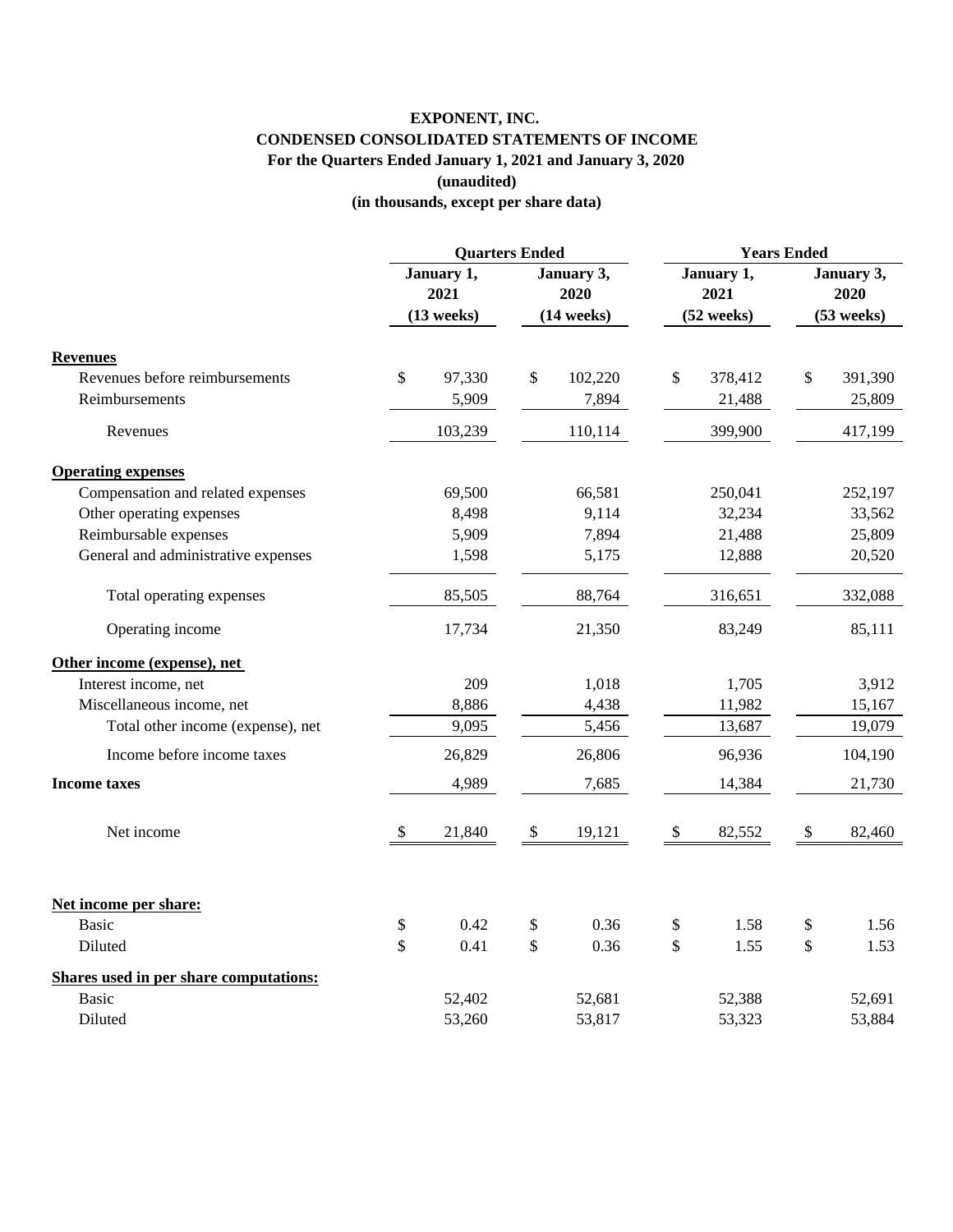**EXPONENT, INC.**

**CONDENSED CONSOLIDATED STATEMENTS OF INCOME**

**For the Quarters Ended January 1, 2021 and January 3, 2020**

**(unaudited)**

**(in thousands, except per share data)**

| | Quarters Ended | | Years Ended | |
|---|---|---|---|---|
| | January 1, 2021 (13 weeks) | January 3, 2020 (14 weeks) | January 1, 2021 (52 weeks) | January 3, 2020 (53 weeks) |
| **Revenues** | | | | |
| Revenues before reimbursements | $ 97,330 | $ 102,220 | $ 378,412 | $ 391,390 |
| Reimbursements | 5,909 | 7,894 | 21,488 | 25,809 |
| Revenues | 103,239 | 110,114 | 399,900 | 417,199 |
| **Operating expenses** | | | | |
| Compensation and related expenses | 69,500 | 66,581 | 250,041 | 252,197 |
| Other operating expenses | 8,498 | 9,114 | 32,234 | 33,562 |
| Reimbursable expenses | 5,909 | 7,894 | 21,488 | 25,809 |
| General and administrative expenses | 1,598 | 5,175 | 12,888 | 20,520 |
| Total operating expenses | 85,505 | 88,764 | 316,651 | 332,088 |
| Operating income | 17,734 | 21,350 | 83,249 | 85,111 |
| **Other income (expense), net** | | | | |
| Interest income, net | 209 | 1,018 | 1,705 | 3,912 |
| Miscellaneous income, net | 8,886 | 4,438 | 11,982 | 15,167 |
| Total other income (expense), net | 9,095 | 5,456 | 13,687 | 19,079 |
| Income before income taxes | 26,829 | 26,806 | 96,936 | 104,190 |
| **Income taxes** | 4,989 | 7,685 | 14,384 | 21,730 |
| Net income | $ 21,840 | $ 19,121 | $ 82,552 | $ 82,460 |
| **Net income per share:** | | | | |
| Basic | $ 0.42 | $ 0.36 | $ 1.58 | $ 1.56 |
| Diluted | $ 0.41 | $ 0.36 | $ 1.55 | $ 1.53 |
| **Shares used in per share computations:** | | | | |
| Basic | 52,402 | 52,681 | 52,388 | 52,691 |
| Diluted | 53,260 | 53,817 | 53,323 | 53,884 |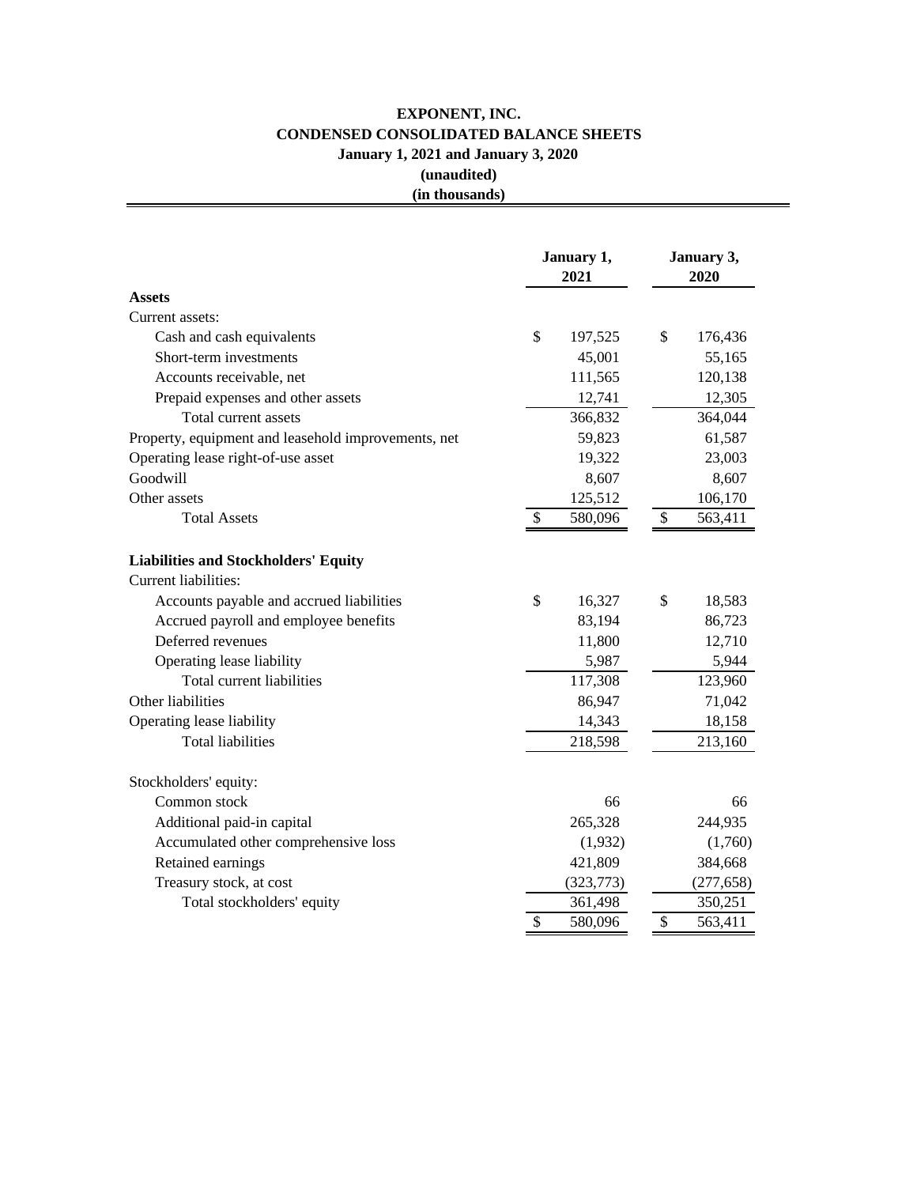# EXPONENT, INC.
## CONDENSED CONSOLIDATED BALANCE SHEETS
### January 1, 2021 and January 3, 2020
### (unaudited)
### (in thousands)

| | January 1, 2021 | January 3, 2020 |
|---|---|---|
| **Assets** | | |
| Current assets: | | |
| Cash and cash equivalents | $ 197,525 | $ 176,436 |
| Short-term investments | 45,001 | 55,165 |
| Accounts receivable, net | 111,565 | 120,138 |
| Prepaid expenses and other assets | 12,741 | 12,305 |
| Total current assets | 366,832 | 364,044 |
| Property, equipment and leasehold improvements, net | 59,823 | 61,587 |
| Operating lease right-of-use asset | 19,322 | 23,003 |
| Goodwill | 8,607 | 8,607 |
| Other assets | 125,512 | 106,170 |
| Total Assets | $ 580,096 | $ 563,411 |
| **Liabilities and Stockholders' Equity** | | |
| Current liabilities: | | |
| Accounts payable and accrued liabilities | $ 16,327 | $ 18,583 |
| Accrued payroll and employee benefits | 83,194 | 86,723 |
| Deferred revenues | 11,800 | 12,710 |
| Operating lease liability | 5,987 | 5,944 |
| Total current liabilities | 117,308 | 123,960 |
| Other liabilities | 86,947 | 71,042 |
| Operating lease liability | 14,343 | 18,158 |
| Total liabilities | 218,598 | 213,160 |
| Stockholders' equity: | | |
| Common stock | 66 | 66 |
| Additional paid-in capital | 265,328 | 244,935 |
| Accumulated other comprehensive loss | (1,932) | (1,760) |
| Retained earnings | 421,809 | 384,668 |
| Treasury stock, at cost | (323,773) | (277,658) |
| Total stockholders' equity | 361,498 | 350,251 |
| | $ 580,096 | $ 563,411 |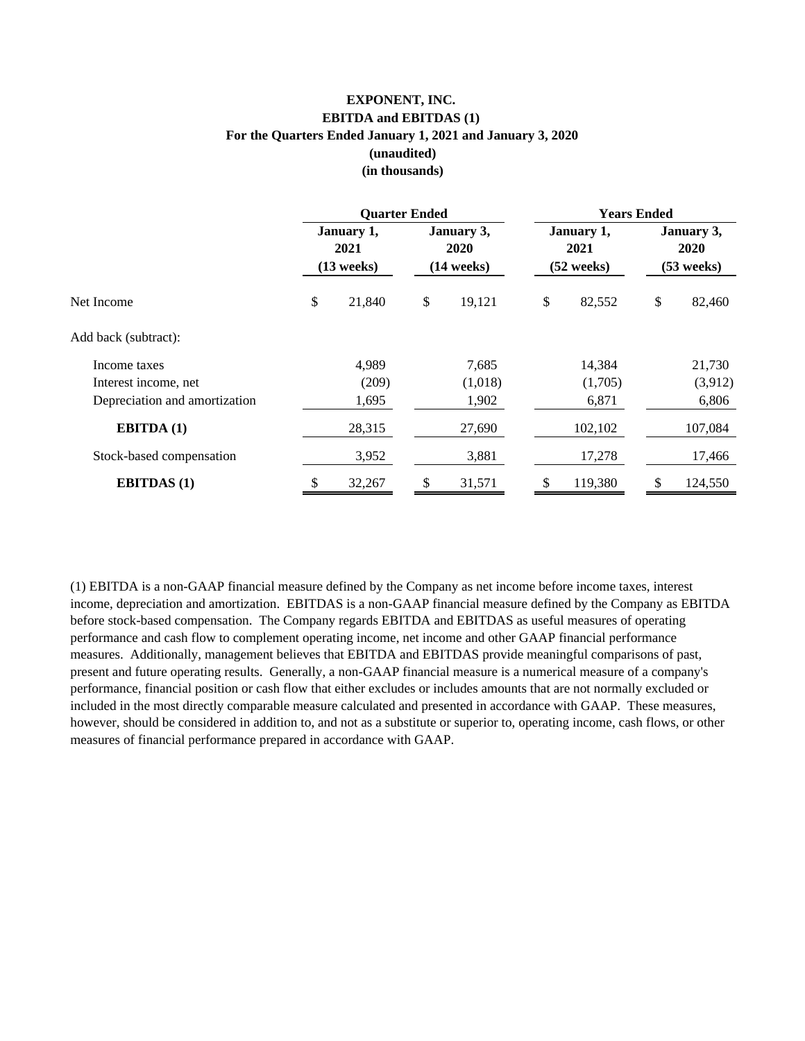**EXPONENT, INC.**
**EBITDA and EBITDAS (1)**
**For the Quarters Ended January 1, 2021 and January 3, 2020**
**(unaudited)**
**(in thousands)**

| | Quarter Ended | | Years Ended | |
|---|---|---|---|---|
| | January 1, 2021 (13 weeks) | January 3, 2020 (14 weeks) | January 1, 2021 (52 weeks) | January 3, 2020 (53 weeks) |
| Net Income | $ 21,840 | $ 19,121 | $ 82,552 | $ 82,460 |
| Add back (subtract): | | | | |
| Income taxes | 4,989 | 7,685 | 14,384 | 21,730 |
| Interest income, net | (209) | (1,018) | (1,705) | (3,912) |
| Depreciation and amortization | 1,695 | 1,902 | 6,871 | 6,806 |
| **EBITDA (1)** | 28,315 | 27,690 | 102,102 | 107,084 |
| Stock-based compensation | 3,952 | 3,881 | 17,278 | 17,466 |
| **EBITDAS (1)** | $ 32,267 | $ 31,571 | $ 119,380 | $ 124,550 |

(1) EBITDA is a non-GAAP financial measure defined by the Company as net income before income taxes, interest income, depreciation and amortization. EBITDAS is a non-GAAP financial measure defined by the Company as EBITDA before stock-based compensation. The Company regards EBITDA and EBITDAS as useful measures of operating performance and cash flow to complement operating income, net income and other GAAP financial performance measures. Additionally, management believes that EBITDA and EBITDAS provide meaningful comparisons of past, present and future operating results. Generally, a non-GAAP financial measure is a numerical measure of a company's performance, financial position or cash flow that either excludes or includes amounts that are not normally excluded or included in the most directly comparable measure calculated and presented in accordance with GAAP. These measures, however, should be considered in addition to, and not as a substitute or superior to, operating income, cash flows, or other measures of financial performance prepared in accordance with GAAP.